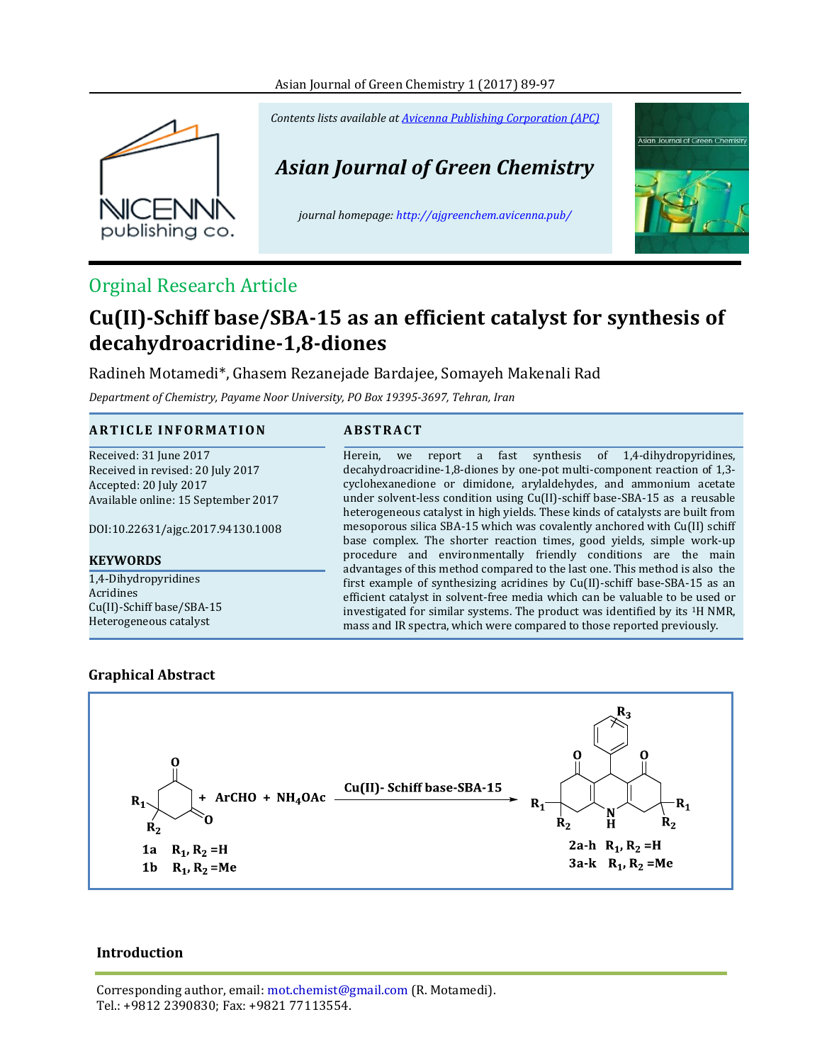Contents lists available at Avicenna Publishing Corporation (APC)

# Asian Journal of Green Chemistry

journal homepage: http://ajgreenchem.avicenna.pub/

Orginal Research Article

# Cu(II)-Schiff base/SBA-15 as an efficient catalyst for synthesis of decahydroacridine-1,8-diones

Radineh Motamedi*, Ghasem Rezanejade Bardajee, Somayeh Makenali Rad

*Department of Chemistry, Payame Noor University, PO Box 19395-3697, Tehran, Iran*

## ARTICLE INFORMATION

Received: 31 June 2017
Received in revised: 20 July 2017
Accepted: 20 July 2017
Available online: 15 September 2017

DOI:10.22631/ajgc.2017.94130.1008

## KEYWORDS

1,4-Dihydropyridines
Acridines
Cu(II)-Schiff base/SBA-15
Heterogeneous catalyst

## ABSTRACT

Herein, we report a fast synthesis of 1,4-dihydropyridines, decahydroacridine-1,8-diones by one-pot multi-component reaction of 1,3-cyclohexanedione or dimidone, arylaldehydes, and ammonium acetate under solvent-less condition using Cu(II)-schiff base-SBA-15 as a reusable heterogeneous catalyst in high yields. These kinds of catalysts are built from mesoporous silica SBA-15 which was covalently anchored with Cu(II) schiff base complex. The shorter reaction times, good yields, simple work-up procedure and environmentally friendly conditions are the main advantages of this method compared to the last one. This method is also the first example of synthesizing acridines by Cu(II)-schiff base-SBA-15 as an efficient catalyst in solvent-free media which can be valuable to be used or investigated for similar systems. The product was identified by its $^{1}H$ NMR, mass and IR spectra, which were compared to those reported previously.

## Graphical Abstract

1a R$_1$, R$_2$ =H
1b R$_1$, R$_2$ =Me

+ ArCHO + $NH_4OAc$ → Cu(II)- Schiff base-SBA-15

2a-h R$_1$, R$_2$ =H
3a-k R$_1$, R$_2$ =Me

## Introduction

Corresponding author, email: mot.chemist@gmail.com (R. Motamedi).
Tel.: +9812 2390830; Fax: +9821 77113554.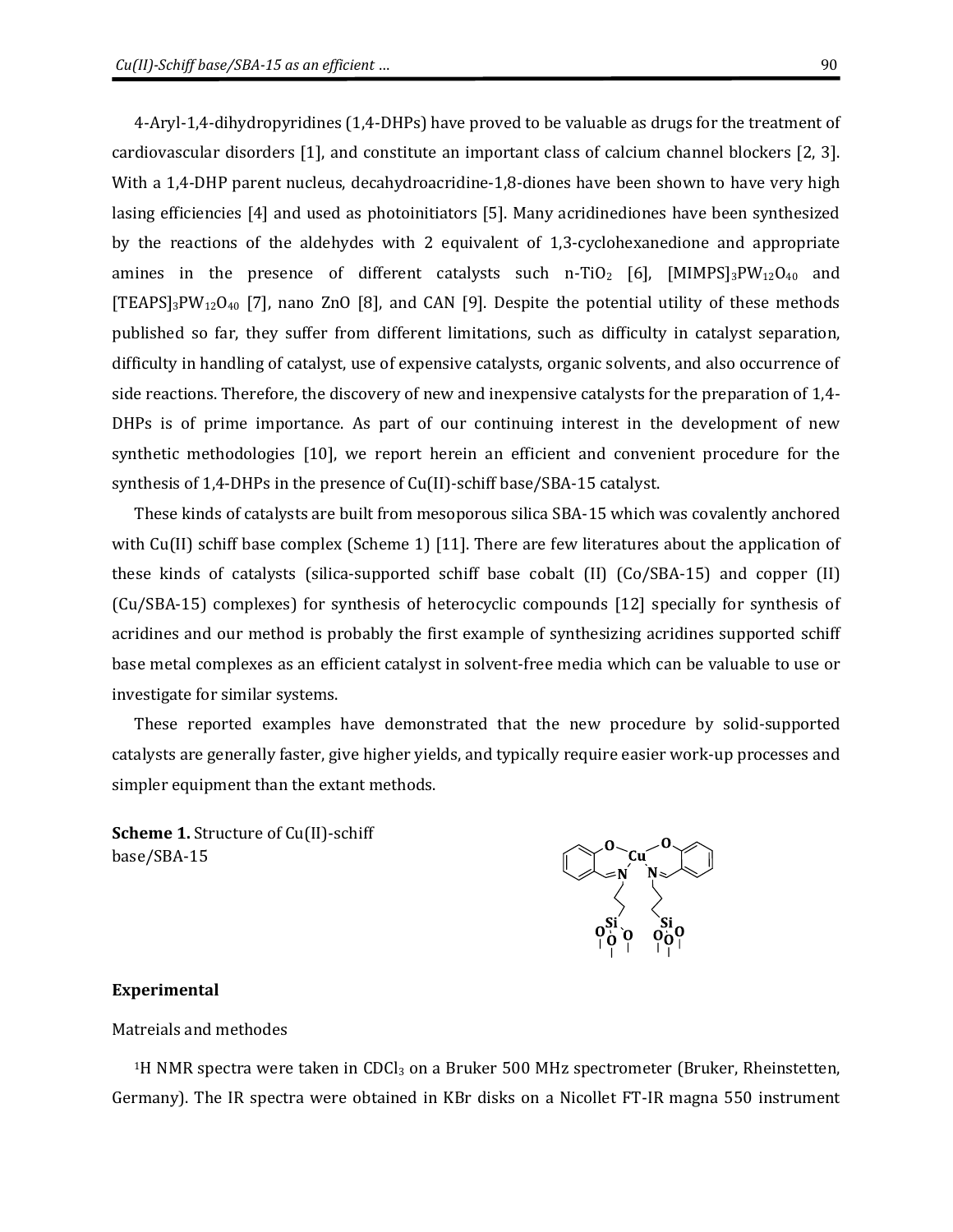4-Aryl-1,4-dihydropyridines (1,4-DHPs) have proved to be valuable as drugs for the treatment of cardiovascular disorders [1], and constitute an important class of calcium channel blockers [2, 3]. With a 1,4-DHP parent nucleus, decahydroacridine-1,8-diones have been shown to have very high lasing efficiencies [4] and used as photoinitiators [5]. Many acridinediones have been synthesized by the reactions of the aldehydes with 2 equivalent of 1,3-cyclohexanedione and appropriate amines in the presence of different catalysts such n-$TiO_2$ [6], $[MIMPS]_3PW_{12}O_{40}$ and $[TEAPS]_3PW_{12}O_{40}$ [7], nano ZnO [8], and CAN [9]. Despite the potential utility of these methods published so far, they suffer from different limitations, such as difficulty in catalyst separation, difficulty in handling of catalyst, use of expensive catalysts, organic solvents, and also occurrence of side reactions. Therefore, the discovery of new and inexpensive catalysts for the preparation of 1,4-DHPs is of prime importance. As part of our continuing interest in the development of new synthetic methodologies [10], we report herein an efficient and convenient procedure for the synthesis of 1,4-DHPs in the presence of Cu(II)-schiff base/SBA-15 catalyst.

These kinds of catalysts are built from mesoporous silica SBA-15 which was covalently anchored with Cu(II) schiff base complex (Scheme 1) [11]. There are few literatures about the application of these kinds of catalysts (silica-supported schiff base cobalt (II) (Co/SBA-15) and copper (II) (Cu/SBA-15) complexes) for synthesis of heterocyclic compounds [12] specially for synthesis of acridines and our method is probably the first example of synthesizing acridines supported schiff base metal complexes as an efficient catalyst in solvent-free media which can be valuable to use or investigate for similar systems.

These reported examples have demonstrated that the new procedure by solid-supported catalysts are generally faster, give higher yields, and typically require easier work-up processes and simpler equipment than the extant methods.

**Scheme 1.** Structure of Cu(II)-schiff base/SBA-15

## Experimental

### Matreials and methodes

[1]H NMR spectra were taken in $CDCl_3$ on a Bruker 500 MHz spectrometer (Bruker, Rheinstetten, Germany). The IR spectra were obtained in KBr disks on a Nicollet FT-IR magna 550 instrument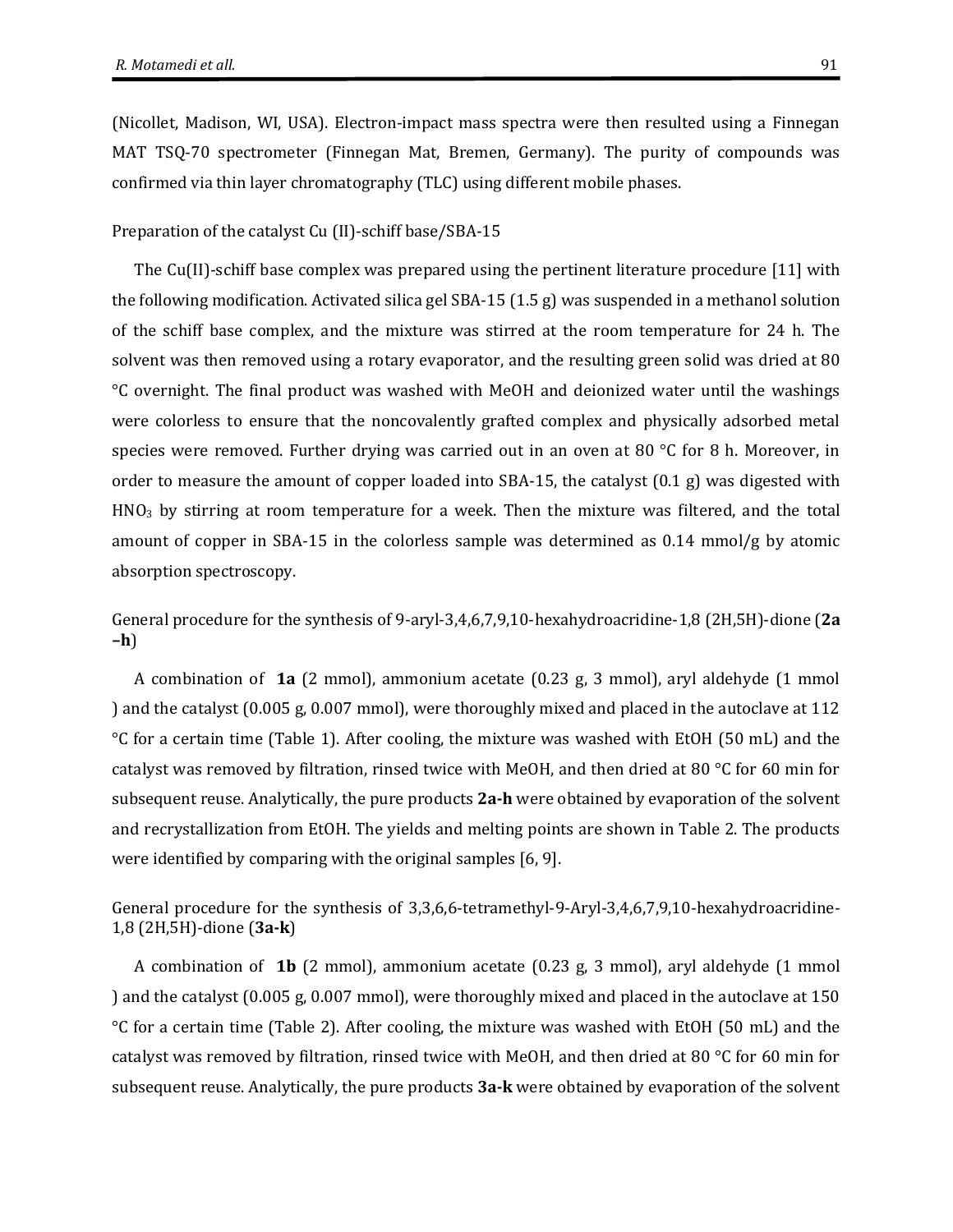(Nicollet, Madison, WI, USA). Electron-impact mass spectra were then resulted using a Finnegan MAT TSQ-70 spectrometer (Finnegan Mat, Bremen, Germany). The purity of compounds was confirmed via thin layer chromatography (TLC) using different mobile phases.

### Preparation of the catalyst Cu (II)-schiff base/SBA-15

The Cu(II)-schiff base complex was prepared using the pertinent literature procedure [11] with the following modification. Activated silica gel SBA-15 (1.5 g) was suspended in a methanol solution of the schiff base complex, and the mixture was stirred at the room temperature for 24 h. The solvent was then removed using a rotary evaporator, and the resulting green solid was dried at 80 °C overnight. The final product was washed with MeOH and deionized water until the washings were colorless to ensure that the noncovalently grafted complex and physically adsorbed metal species were removed. Further drying was carried out in an oven at 80 °C for 8 h. Moreover, in order to measure the amount of copper loaded into SBA-15, the catalyst (0.1 g) was digested with $HNO_3$ by stirring at room temperature for a week. Then the mixture was filtered, and the total amount of copper in SBA-15 in the colorless sample was determined as 0.14 mmol/g by atomic absorption spectroscopy.

### General procedure for the synthesis of 9-aryl-3,4,6,7,9,10-hexahydroacridine-1,8 (2H,5H)-dione (**2a –h**)

A combination of **1a** (2 mmol), ammonium acetate (0.23 g, 3 mmol), aryl aldehyde (1 mmol ) and the catalyst (0.005 g, 0.007 mmol), were thoroughly mixed and placed in the autoclave at 112 °C for a certain time (Table 1). After cooling, the mixture was washed with EtOH (50 mL) and the catalyst was removed by filtration, rinsed twice with MeOH, and then dried at 80 °C for 60 min for subsequent reuse. Analytically, the pure products **2a-h** were obtained by evaporation of the solvent and recrystallization from EtOH. The yields and melting points are shown in Table 2. The products were identified by comparing with the original samples [6, 9].

### General procedure for the synthesis of 3,3,6,6-tetramethyl-9-Aryl-3,4,6,7,9,10-hexahydroacridine-1,8 (2H,5H)-dione (**3a-k**)

A combination of **1b** (2 mmol), ammonium acetate (0.23 g, 3 mmol), aryl aldehyde (1 mmol ) and the catalyst (0.005 g, 0.007 mmol), were thoroughly mixed and placed in the autoclave at 150 °C for a certain time (Table 2). After cooling, the mixture was washed with EtOH (50 mL) and the catalyst was removed by filtration, rinsed twice with MeOH, and then dried at 80 °C for 60 min for subsequent reuse. Analytically, the pure products **3a-k** were obtained by evaporation of the solvent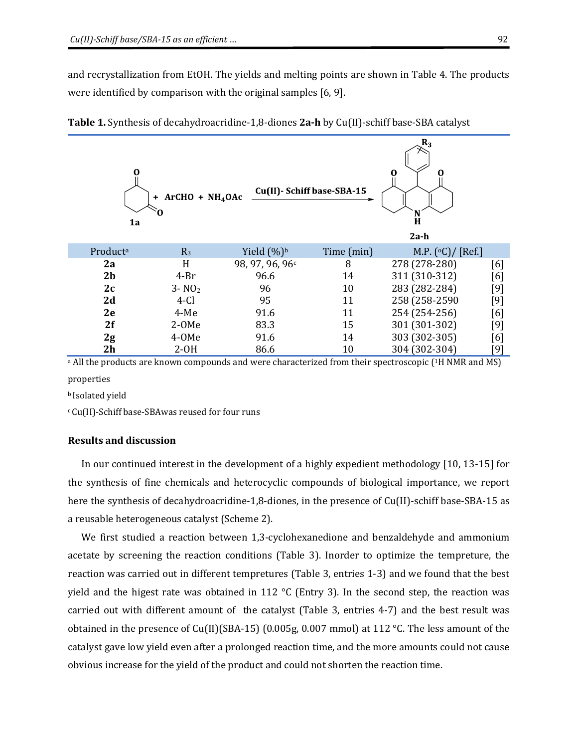and recrystallization from EtOH. The yields and melting points are shown in Table 4. The products were identified by comparison with the original samples [6, 9].

**Table 1.** Synthesis of decahydroacridine-1,8-diones **2a-h** by Cu(II)-schiff base-SBA catalyst

**1a** + ArCHO + $NH_4OAc$ → (Cu(II)- Schiff base-SBA-15) **2a-h**

| Product[a] | $R_3$ | Yield (%)[b] | Time (min) | M.P. (°C)/ [Ref.] | |
|---|---|---|---|---|---|
| **2a** | H | 98, 97, 96, 96[c] | 8 | 278 (278-280) | [6] |
| **2b** | 4-Br | 96.6 | 14 | 311 (310-312) | [6] |
| **2c** | 3- $NO_2$ | 96 | 10 | 283 (282-284) | [9] |
| **2d** | 4-Cl | 95 | 11 | 258 (258-2590 | [9] |
| **2e** | 4-Me | 91.6 | 11 | 254 (254-256) | [6] |
| **2f** | 2-OMe | 83.3 | 15 | 301 (301-302) | [9] |
| **2g** | 4-OMe | 91.6 | 14 | 303 (302-305) | [6] |
| **2h** | 2-OH | 86.6 | 10 | 304 (302-304) | [9] |

[a] All the products are known compounds and were characterized from their spectroscopic ($^1$H NMR and MS) properties

[b] Isolated yield

[c] Cu(II)-Schiff base-SBAwas reused for four runs

### Results and discussion

In our continued interest in the development of a highly expedient methodology [10, 13-15] for the synthesis of fine chemicals and heterocyclic compounds of biological importance, we report here the synthesis of decahydroacridine-1,8-diones, in the presence of Cu(II)-schiff base-SBA-15 as a reusable heterogeneous catalyst (Scheme 2).

We first studied a reaction between 1,3-cyclohexanedione and benzaldehyde and ammonium acetate by screening the reaction conditions (Table 3). Inorder to optimize the tempreture, the reaction was carried out in different tempretures (Table 3, entries 1-3) and we found that the best yield and the higest rate was obtained in 112 °C (Entry 3). In the second step, the reaction was carried out with different amount of the catalyst (Table 3, entries 4-7) and the best result was obtained in the presence of Cu(II)(SBA-15) (0.005g, 0.007 mmol) at 112 °C. The less amount of the catalyst gave low yield even after a prolonged reaction time, and the more amounts could not cause obvious increase for the yield of the product and could not shorten the reaction time.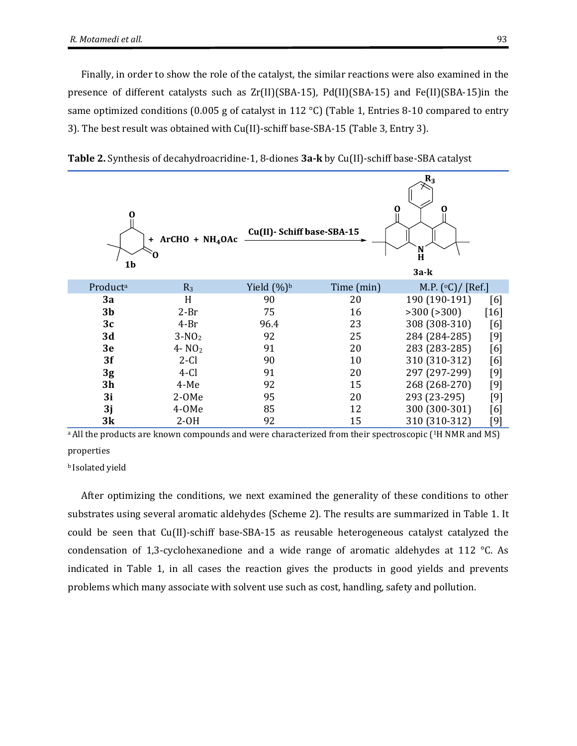Finally, in order to show the role of the catalyst, the similar reactions were also examined in the presence of different catalysts such as Zr(II)(SBA-15), Pd(II)(SBA-15) and Fe(II)(SBA-15)in the same optimized conditions (0.005 g of catalyst in 112 °C) (Table 1, Entries 8-10 compared to entry 3). The best result was obtained with Cu(II)-schiff base-SBA-15 (Table 3, Entry 3).

**Table 2.** Synthesis of decahydroacridine-1, 8-diones **3a-k** by Cu(II)-schiff base-SBA catalyst

**1b** + ArCHO + $NH_4OAc$ —(Cu(II)- Schiff base-SBA-15)→ **3a-k**

| Product[a] | $R_3$ | Yield (%)[b] | Time (min) | M.P. (°C)/ [Ref.] |
|---|---|---|---|---|
| **3a** | H | 90 | 20 | 190 (190-191) [6] |
| **3b** | 2-Br | 75 | 16 | >300 (>300) [16] |
| **3c** | 4-Br | 96.4 | 23 | 308 (308-310) [6] |
| **3d** | 3-$NO_2$ | 92 | 25 | 284 (284-285) [9] |
| **3e** | 4- $NO_2$ | 91 | 20 | 283 (283-285) [6] |
| **3f** | 2-Cl | 90 | 10 | 310 (310-312) [6] |
| **3g** | 4-Cl | 91 | 20 | 297 (297-299) [9] |
| **3h** | 4-Me | 92 | 15 | 268 (268-270) [9] |
| **3i** | 2-OMe | 95 | 20 | 293 (23-295) [9] |
| **3j** | 4-OMe | 85 | 12 | 300 (300-301) [6] |
| **3k** | 2-OH | 92 | 15 | 310 (310-312) [9] |

[a] All the products are known compounds and were characterized from their spectroscopic ([1]H NMR and MS) properties

[b] Isolated yield

After optimizing the conditions, we next examined the generality of these conditions to other substrates using several aromatic aldehydes (Scheme 2). The results are summarized in Table 1. It could be seen that Cu(II)-schiff base-SBA-15 as reusable heterogeneous catalyst catalyzed the condensation of 1,3-cyclohexanedione and a wide range of aromatic aldehydes at 112 °C. As indicated in Table 1, in all cases the reaction gives the products in good yields and prevents problems which many associate with solvent use such as cost, handling, safety and pollution.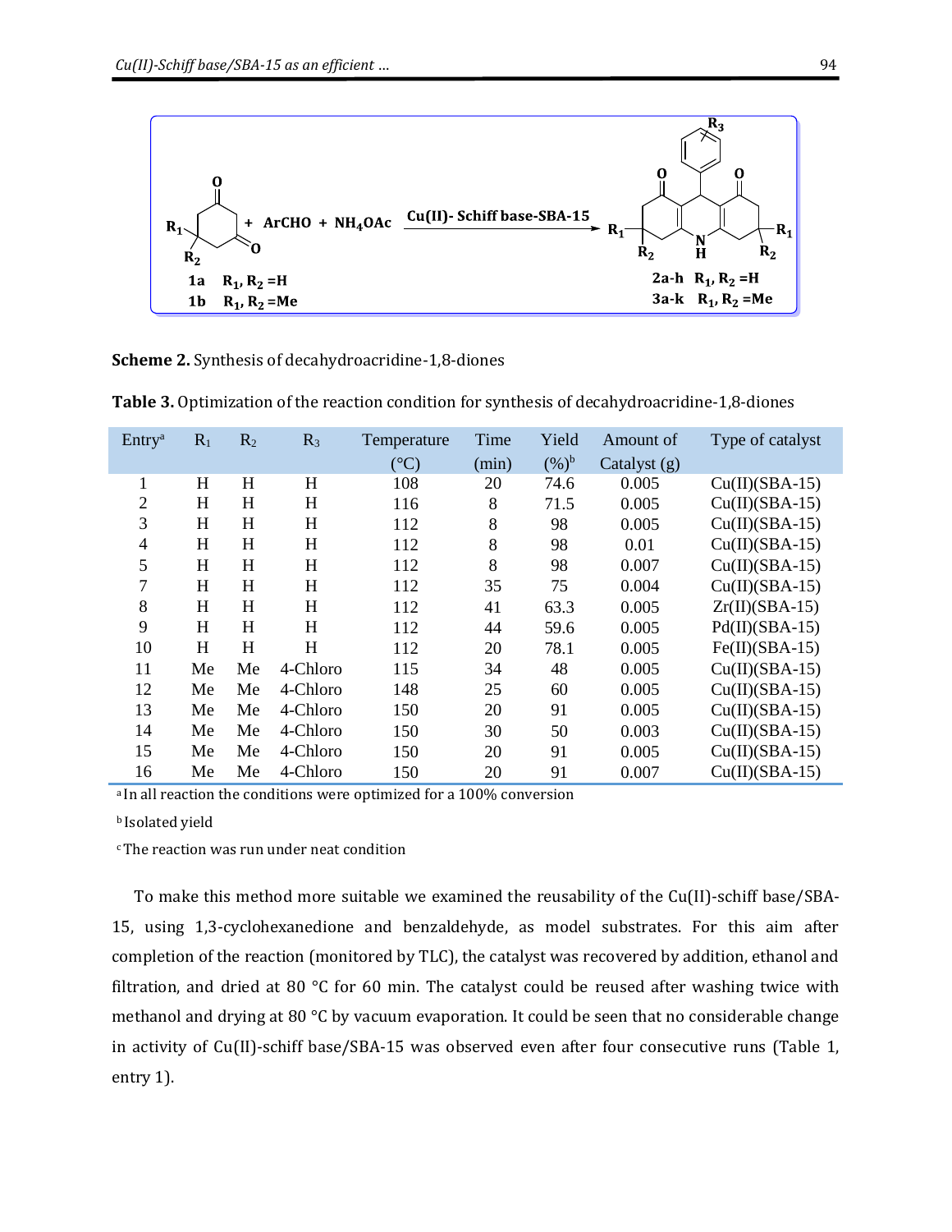**Scheme 2.** Synthesis of decahydroacridine-1,8-diones

**Table 3.** Optimization of the reaction condition for synthesis of decahydroacridine-1,8-diones

| Entry[a] | $R_1$ | $R_2$ | $R_3$ | Temperature (°C) | Time (min) | Yield (%)[b] | Amount of Catalyst (g) | Type of catalyst |
|---|---|---|---|---|---|---|---|---|
| 1 | H | H | H | 108 | 20 | 74.6 | 0.005 | Cu(II)(SBA-15) |
| 2 | H | H | H | 116 | 8 | 71.5 | 0.005 | Cu(II)(SBA-15) |
| 3 | H | H | H | 112 | 8 | 98 | 0.005 | Cu(II)(SBA-15) |
| 4 | H | H | H | 112 | 8 | 98 | 0.01 | Cu(II)(SBA-15) |
| 5 | H | H | H | 112 | 8 | 98 | 0.007 | Cu(II)(SBA-15) |
| 7 | H | H | H | 112 | 35 | 75 | 0.004 | Cu(II)(SBA-15) |
| 8 | H | H | H | 112 | 41 | 63.3 | 0.005 | Zr(II)(SBA-15) |
| 9 | H | H | H | 112 | 44 | 59.6 | 0.005 | Pd(II)(SBA-15) |
| 10 | H | H | H | 112 | 20 | 78.1 | 0.005 | Fe(II)(SBA-15) |
| 11 | Me | Me | 4-Chloro | 115 | 34 | 48 | 0.005 | Cu(II)(SBA-15) |
| 12 | Me | Me | 4-Chloro | 148 | 25 | 60 | 0.005 | Cu(II)(SBA-15) |
| 13 | Me | Me | 4-Chloro | 150 | 20 | 91 | 0.005 | Cu(II)(SBA-15) |
| 14 | Me | Me | 4-Chloro | 150 | 30 | 50 | 0.003 | Cu(II)(SBA-15) |
| 15 | Me | Me | 4-Chloro | 150 | 20 | 91 | 0.005 | Cu(II)(SBA-15) |
| 16 | Me | Me | 4-Chloro | 150 | 20 | 91 | 0.007 | Cu(II)(SBA-15) |

[a] In all reaction the conditions were optimized for a 100% conversion

[b] Isolated yield

[c] The reaction was run under neat condition

To make this method more suitable we examined the reusability of the Cu(II)-schiff base/SBA-15, using 1,3-cyclohexanedione and benzaldehyde, as model substrates. For this aim after completion of the reaction (monitored by TLC), the catalyst was recovered by addition, ethanol and filtration, and dried at 80 °C for 60 min. The catalyst could be reused after washing twice with methanol and drying at 80 °C by vacuum evaporation. It could be seen that no considerable change in activity of Cu(II)-schiff base/SBA-15 was observed even after four consecutive runs (Table 1, entry 1).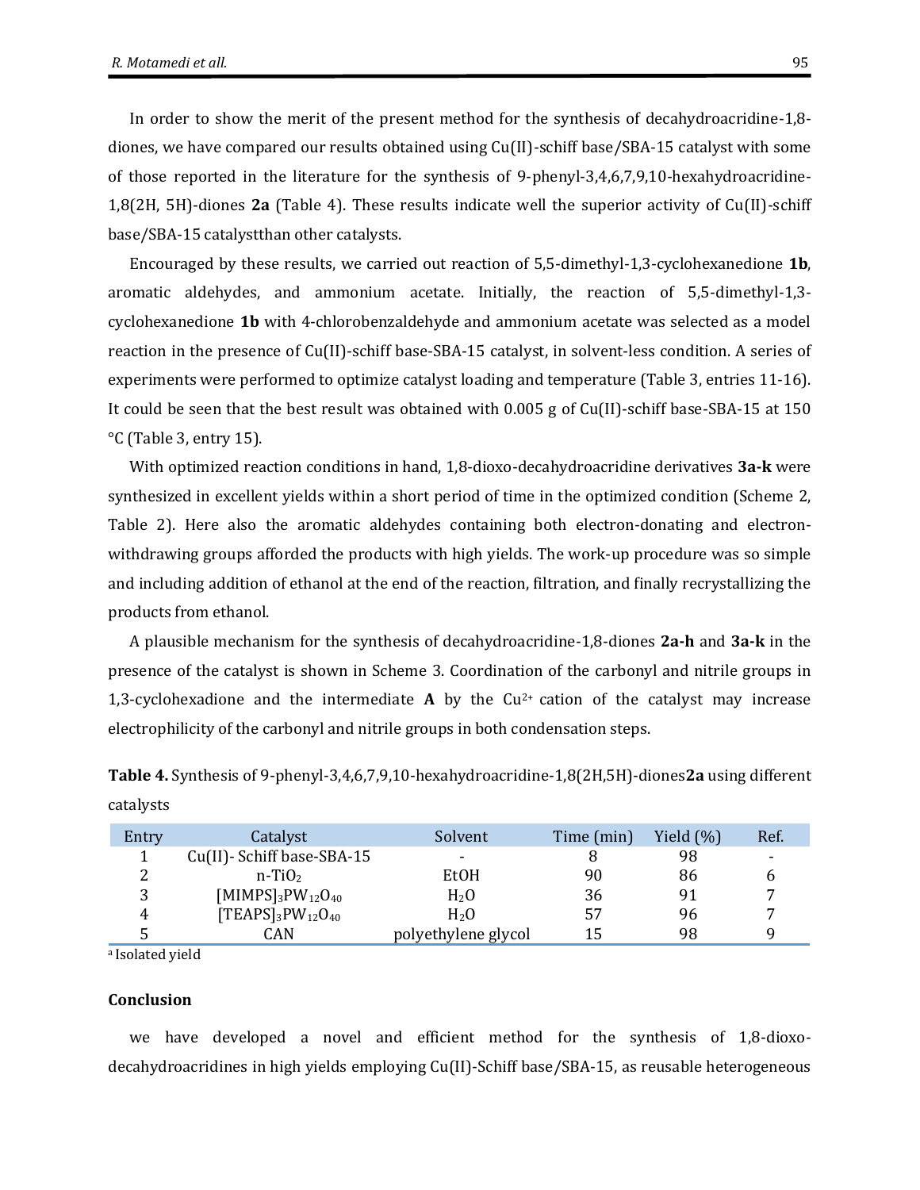In order to show the merit of the present method for the synthesis of decahydroacridine-1,8-diones, we have compared our results obtained using Cu(II)-schiff base/SBA-15 catalyst with some of those reported in the literature for the synthesis of 9-phenyl-3,4,6,7,9,10-hexahydroacridine-1,8(2H, 5H)-diones **2a** (Table 4). These results indicate well the superior activity of Cu(II)-schiff base/SBA-15 catalystthan other catalysts.

Encouraged by these results, we carried out reaction of 5,5-dimethyl-1,3-cyclohexanedione **1b**, aromatic aldehydes, and ammonium acetate. Initially, the reaction of 5,5-dimethyl-1,3-cyclohexanedione **1b** with 4-chlorobenzaldehyde and ammonium acetate was selected as a model reaction in the presence of Cu(II)-schiff base-SBA-15 catalyst, in solvent-less condition. A series of experiments were performed to optimize catalyst loading and temperature (Table 3, entries 11-16). It could be seen that the best result was obtained with 0.005 g of Cu(II)-schiff base-SBA-15 at 150 °C (Table 3, entry 15).

With optimized reaction conditions in hand, 1,8-dioxo-decahydroacridine derivatives **3a-k** were synthesized in excellent yields within a short period of time in the optimized condition (Scheme 2, Table 2). Here also the aromatic aldehydes containing both electron-donating and electron-withdrawing groups afforded the products with high yields. The work-up procedure was so simple and including addition of ethanol at the end of the reaction, filtration, and finally recrystallizing the products from ethanol.

A plausible mechanism for the synthesis of decahydroacridine-1,8-diones **2a-h** and **3a-k** in the presence of the catalyst is shown in Scheme 3. Coordination of the carbonyl and nitrile groups in 1,3-cyclohexadione and the intermediate **A** by the $Cu^{2+}$ cation of the catalyst may increase electrophilicity of the carbonyl and nitrile groups in both condensation steps.

**Table 4.** Synthesis of 9-phenyl-3,4,6,7,9,10-hexahydroacridine-1,8(2H,5H)-diones**2a** using different catalysts

| Entry | Catalyst | Solvent | Time (min) | Yield (%) | Ref. |
|---|---|---|---|---|---|
| 1 | Cu(II)- Schiff base-SBA-15 | - | 8 | 98 | - |
| 2 | n-$TiO_2$ | EtOH | 90 | 86 | 6 |
| 3 | $[MIMPS]_3PW_{12}O_{40}$ | $H_2O$ | 36 | 91 | 7 |
| 4 | $[TEAPS]_3PW_{12}O_{40}$ | $H_2O$ | 57 | 96 | 7 |
| 5 | CAN | polyethylene glycol | 15 | 98 | 9 |

[a] Isolated yield

## Conclusion

we have developed a novel and efficient method for the synthesis of 1,8-dioxo-decahydroacridines in high yields employing Cu(II)-Schiff base/SBA-15, as reusable heterogeneous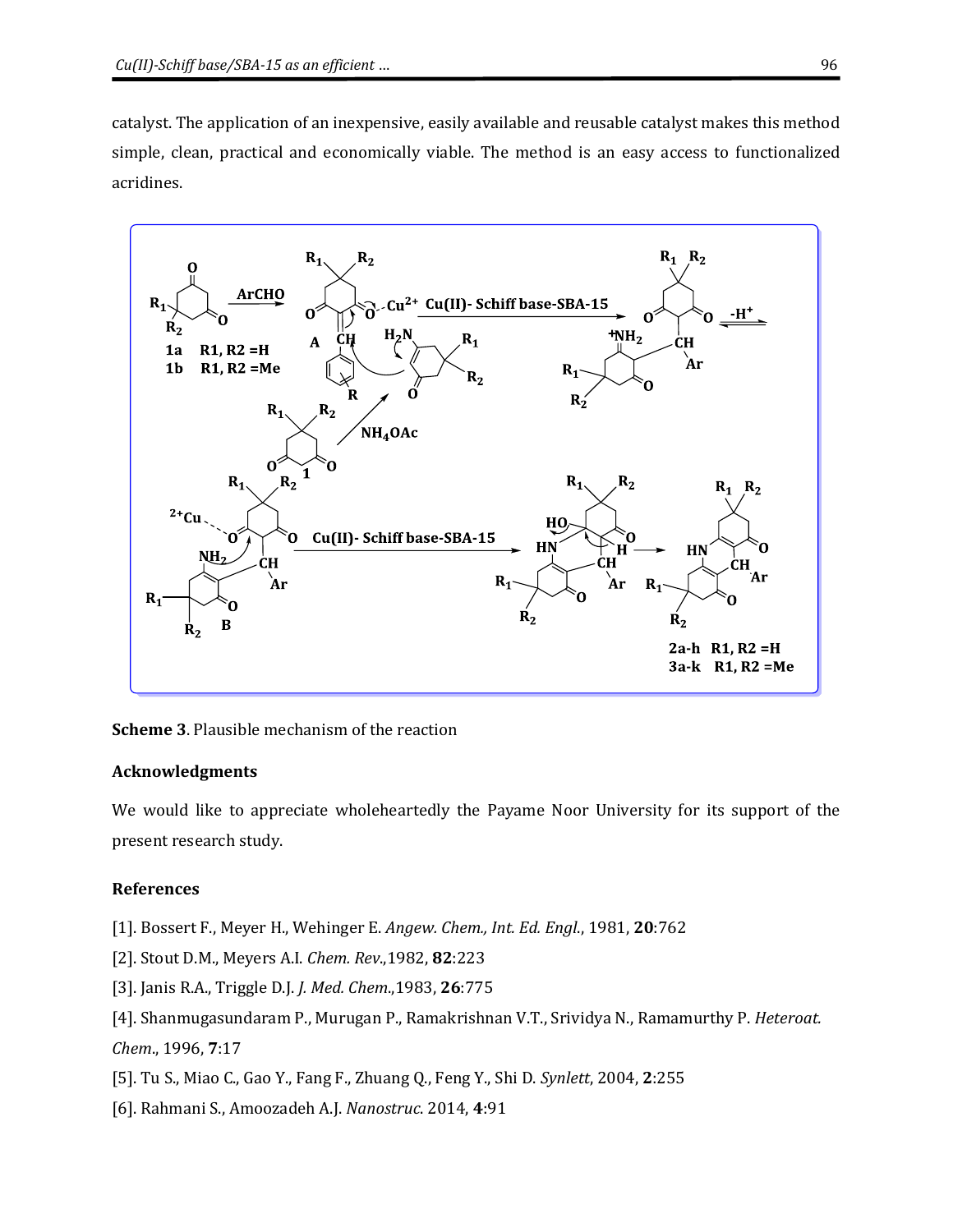catalyst. The application of an inexpensive, easily available and reusable catalyst makes this method simple, clean, practical and economically viable. The method is an easy access to functionalized acridines.

**Scheme 3**. Plausible mechanism of the reaction

### Acknowledgments

We would like to appreciate wholeheartedly the Payame Noor University for its support of the present research study.

### References

[1]. Bossert F., Meyer H., Wehinger E. *Angew. Chem., Int. Ed. Engl.*, 1981, **20**:762

[2]. Stout D.M., Meyers A.I. *Chem. Rev.*,1982, **82**:223

[3]. Janis R.A., Triggle D.J. *J. Med. Chem.*,1983, **26**:775

[4]. Shanmugasundaram P., Murugan P., Ramakrishnan V.T., Srividya N., Ramamurthy P. *Heteroat. Chem.*, 1996, **7**:17

[5]. Tu S., Miao C., Gao Y., Fang F., Zhuang Q., Feng Y., Shi D. *Synlett*, 2004, **2**:255

[6]. Rahmani S., Amoozadeh A.J. *Nanostruc*. 2014, **4**:91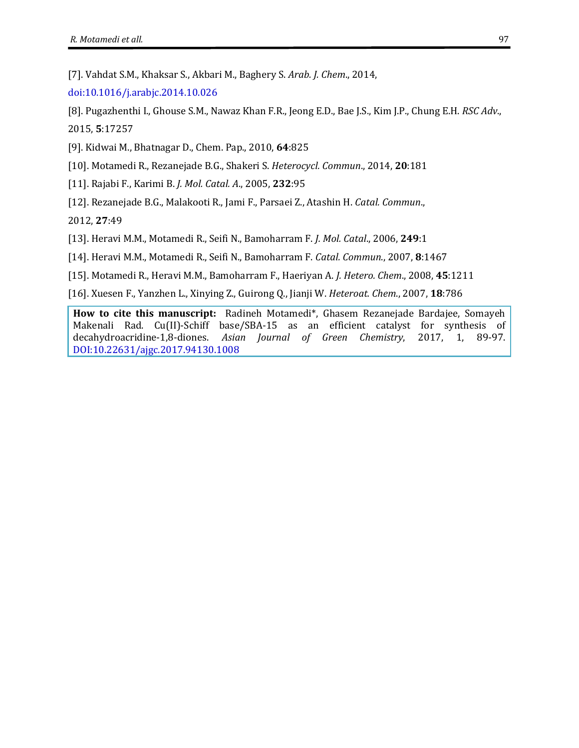[7]. Vahdat S.M., Khaksar S., Akbari M., Baghery S. *Arab. J. Chem*., 2014, doi:10.1016/j.arabjc.2014.10.026

[8]. Pugazhenthi I., Ghouse S.M., Nawaz Khan F.R., Jeong E.D., Bae J.S., Kim J.P., Chung E.H. *RSC Adv*., 2015, **5**:17257

[9]. Kidwai M., Bhatnagar D., Chem. Pap., 2010, **64**:825

[10]. Motamedi R., Rezanejade B.G., Shakeri S. *Heterocycl. Commun*., 2014, **20**:181

[11]. Rajabi F., Karimi B. *J. Mol. Catal. A*., 2005, **232**:95

[12]. Rezanejade B.G., Malakooti R., Jami F., Parsaei Z., Atashin H. *Catal. Commun*., 2012, **27**:49

[13]. Heravi M.M., Motamedi R., Seifi N., Bamoharram F. *J. Mol. Catal*., 2006, **249**:1

[14]. Heravi M.M., Motamedi R., Seifi N., Bamoharram F. *Catal. Commun*., 2007, **8**:1467

[15]. Motamedi R., Heravi M.M., Bamoharram F., Haeriyan A. *J. Hetero. Chem*., 2008, **45**:1211

[16]. Xuesen F., Yanzhen L., Xinying Z., Guirong Q., Jianji W. *Heteroat. Chem*., 2007, **18**:786

**How to cite this manuscript:** Radineh Motamedi*, Ghasem Rezanejade Bardajee, Somayeh Makenali Rad. Cu(II)-Schiff base/SBA-15 as an efficient catalyst for synthesis of decahydroacridine-1,8-diones. *Asian Journal of Green Chemistry*, 2017, 1, 89-97. DOI:10.22631/ajgc.2017.94130.1008